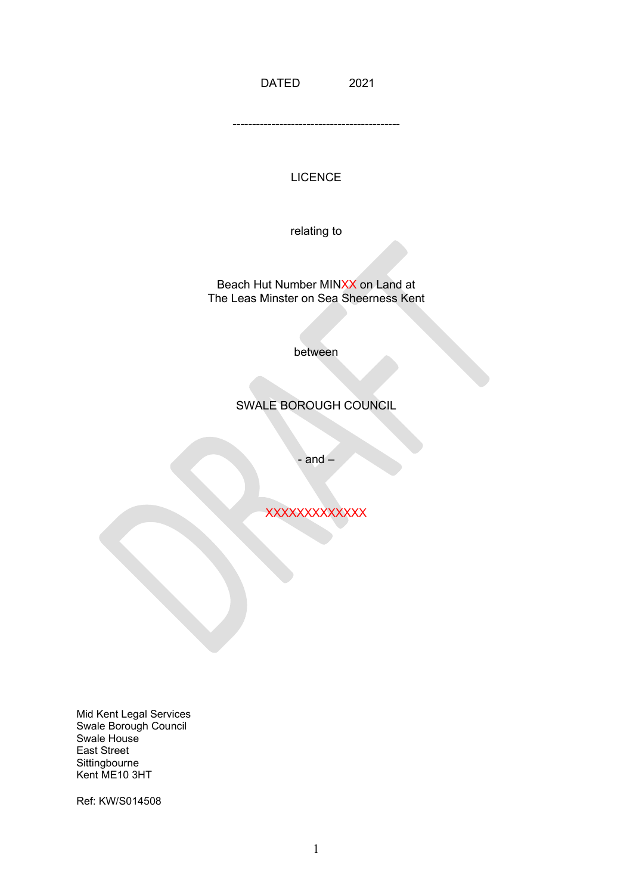DATED 2021

------------------------------------------

LICENCE

relating to

Beach Hut Number MINXX on Land at
The Leas Minster on Sea Sheerness Kent

between

SWALE BOROUGH COUNCIL

- and –

XXXXXXXXXXXXX

Mid Kent Legal Services
Swale Borough Council
Swale House
East Street
Sittingbourne
Kent ME10 3HT

Ref: KW/S014508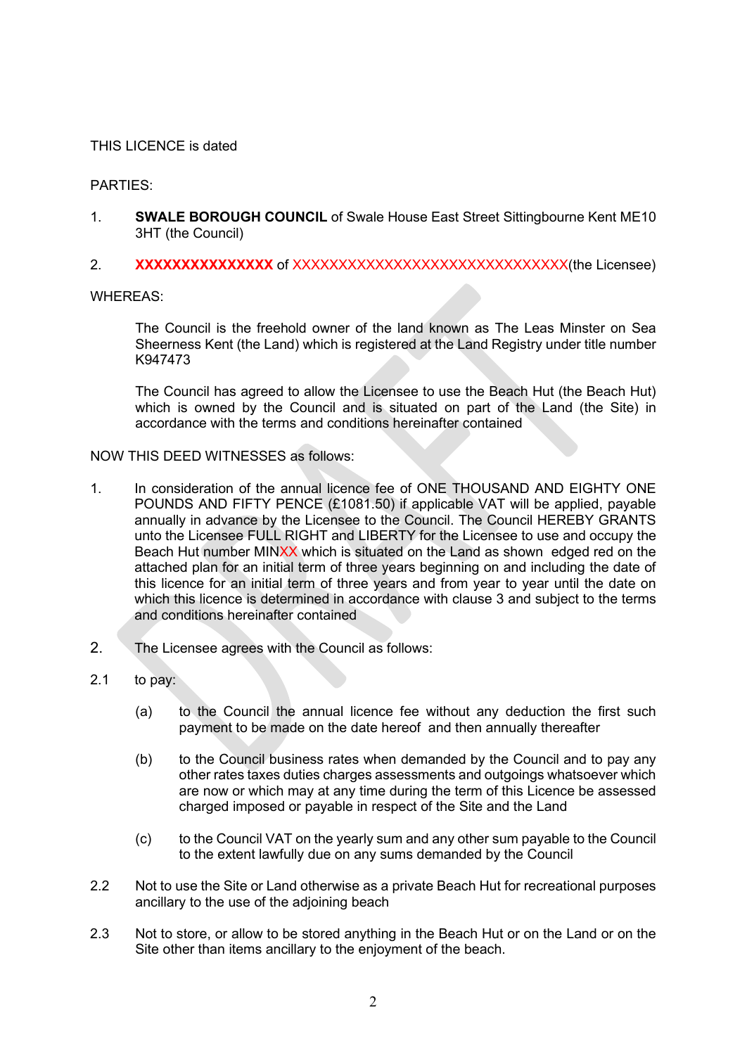THIS LICENCE is dated

PARTIES:

1. **SWALE BOROUGH COUNCIL** of Swale House East Street Sittingbourne Kent ME10 3HT (the Council)

2. **XXXXXXXXXXXXXXX** of XXXXXXXXXXXXXXXXXXXXXXXXXXXXXX(the Licensee)

WHEREAS:

The Council is the freehold owner of the land known as The Leas Minster on Sea Sheerness Kent (the Land) which is registered at the Land Registry under title number K947473

The Council has agreed to allow the Licensee to use the Beach Hut (the Beach Hut) which is owned by the Council and is situated on part of the Land (the Site) in accordance with the terms and conditions hereinafter contained

NOW THIS DEED WITNESSES as follows:

1. In consideration of the annual licence fee of ONE THOUSAND AND EIGHTY ONE POUNDS AND FIFTY PENCE (£1081.50) if applicable VAT will be applied, payable annually in advance by the Licensee to the Council. The Council HEREBY GRANTS unto the Licensee FULL RIGHT and LIBERTY for the Licensee to use and occupy the Beach Hut number MINXX which is situated on the Land as shown edged red on the attached plan for an initial term of three years beginning on and including the date of this licence for an initial term of three years and from year to year until the date on which this licence is determined in accordance with clause 3 and subject to the terms and conditions hereinafter contained

2. The Licensee agrees with the Council as follows:

2.1 to pay:

(a) to the Council the annual licence fee without any deduction the first such payment to be made on the date hereof and then annually thereafter

(b) to the Council business rates when demanded by the Council and to pay any other rates taxes duties charges assessments and outgoings whatsoever which are now or which may at any time during the term of this Licence be assessed charged imposed or payable in respect of the Site and the Land

(c) to the Council VAT on the yearly sum and any other sum payable to the Council to the extent lawfully due on any sums demanded by the Council

2.2 Not to use the Site or Land otherwise as a private Beach Hut for recreational purposes ancillary to the use of the adjoining beach

2.3 Not to store, or allow to be stored anything in the Beach Hut or on the Land or on the Site other than items ancillary to the enjoyment of the beach.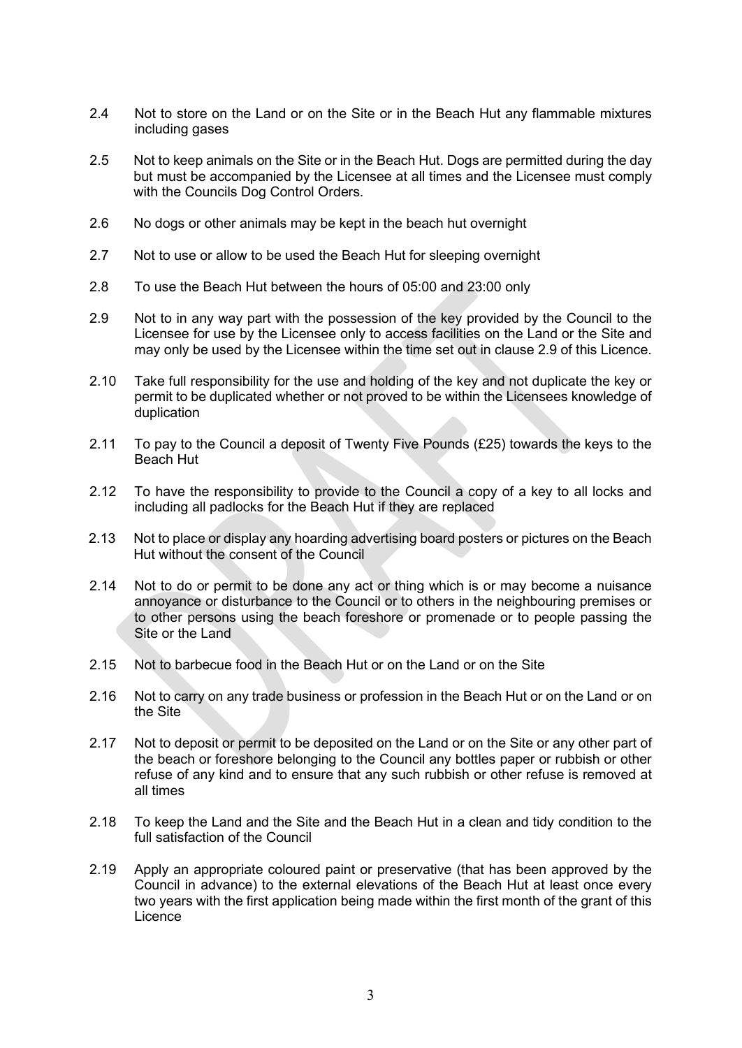2.4 Not to store on the Land or on the Site or in the Beach Hut any flammable mixtures including gases

2.5 Not to keep animals on the Site or in the Beach Hut. Dogs are permitted during the day but must be accompanied by the Licensee at all times and the Licensee must comply with the Councils Dog Control Orders.

2.6 No dogs or other animals may be kept in the beach hut overnight

2.7 Not to use or allow to be used the Beach Hut for sleeping overnight

2.8 To use the Beach Hut between the hours of 05:00 and 23:00 only

2.9 Not to in any way part with the possession of the key provided by the Council to the Licensee for use by the Licensee only to access facilities on the Land or the Site and may only be used by the Licensee within the time set out in clause 2.9 of this Licence.

2.10 Take full responsibility for the use and holding of the key and not duplicate the key or permit to be duplicated whether or not proved to be within the Licensees knowledge of duplication

2.11 To pay to the Council a deposit of Twenty Five Pounds (£25) towards the keys to the Beach Hut

2.12 To have the responsibility to provide to the Council a copy of a key to all locks and including all padlocks for the Beach Hut if they are replaced

2.13 Not to place or display any hoarding advertising board posters or pictures on the Beach Hut without the consent of the Council

2.14 Not to do or permit to be done any act or thing which is or may become a nuisance annoyance or disturbance to the Council or to others in the neighbouring premises or to other persons using the beach foreshore or promenade or to people passing the Site or the Land

2.15 Not to barbecue food in the Beach Hut or on the Land or on the Site

2.16 Not to carry on any trade business or profession in the Beach Hut or on the Land or on the Site

2.17 Not to deposit or permit to be deposited on the Land or on the Site or any other part of the beach or foreshore belonging to the Council any bottles paper or rubbish or other refuse of any kind and to ensure that any such rubbish or other refuse is removed at all times

2.18 To keep the Land and the Site and the Beach Hut in a clean and tidy condition to the full satisfaction of the Council

2.19 Apply an appropriate coloured paint or preservative (that has been approved by the Council in advance) to the external elevations of the Beach Hut at least once every two years with the first application being made within the first month of the grant of this Licence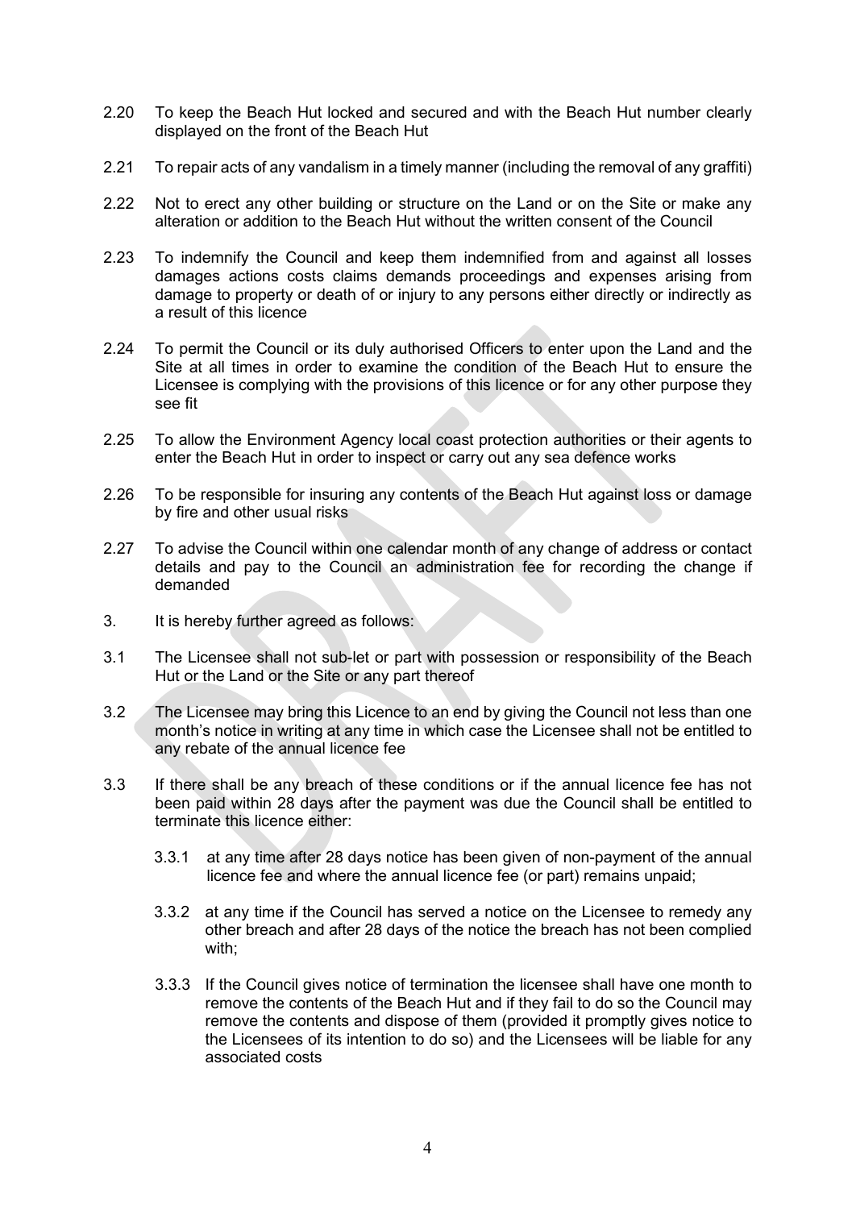2.20 To keep the Beach Hut locked and secured and with the Beach Hut number clearly displayed on the front of the Beach Hut

2.21 To repair acts of any vandalism in a timely manner (including the removal of any graffiti)

2.22 Not to erect any other building or structure on the Land or on the Site or make any alteration or addition to the Beach Hut without the written consent of the Council

2.23 To indemnify the Council and keep them indemnified from and against all losses damages actions costs claims demands proceedings and expenses arising from damage to property or death of or injury to any persons either directly or indirectly as a result of this licence

2.24 To permit the Council or its duly authorised Officers to enter upon the Land and the Site at all times in order to examine the condition of the Beach Hut to ensure the Licensee is complying with the provisions of this licence or for any other purpose they see fit

2.25 To allow the Environment Agency local coast protection authorities or their agents to enter the Beach Hut in order to inspect or carry out any sea defence works

2.26 To be responsible for insuring any contents of the Beach Hut against loss or damage by fire and other usual risks

2.27 To advise the Council within one calendar month of any change of address or contact details and pay to the Council an administration fee for recording the change if demanded

3. It is hereby further agreed as follows:

3.1 The Licensee shall not sub-let or part with possession or responsibility of the Beach Hut or the Land or the Site or any part thereof

3.2 The Licensee may bring this Licence to an end by giving the Council not less than one month's notice in writing at any time in which case the Licensee shall not be entitled to any rebate of the annual licence fee

3.3 If there shall be any breach of these conditions or if the annual licence fee has not been paid within 28 days after the payment was due the Council shall be entitled to terminate this licence either:

3.3.1 at any time after 28 days notice has been given of non-payment of the annual licence fee and where the annual licence fee (or part) remains unpaid;

3.3.2 at any time if the Council has served a notice on the Licensee to remedy any other breach and after 28 days of the notice the breach has not been complied with;

3.3.3 If the Council gives notice of termination the licensee shall have one month to remove the contents of the Beach Hut and if they fail to do so the Council may remove the contents and dispose of them (provided it promptly gives notice to the Licensees of its intention to do so) and the Licensees will be liable for any associated costs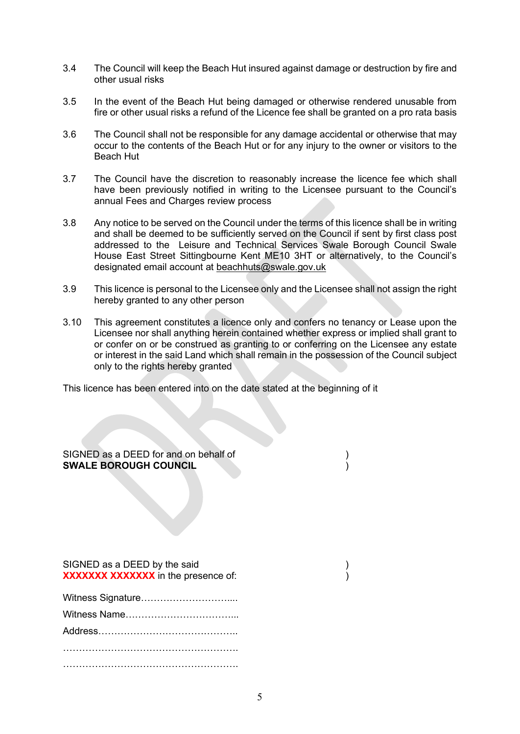3.4 The Council will keep the Beach Hut insured against damage or destruction by fire and other usual risks

3.5 In the event of the Beach Hut being damaged or otherwise rendered unusable from fire or other usual risks a refund of the Licence fee shall be granted on a pro rata basis

3.6 The Council shall not be responsible for any damage accidental or otherwise that may occur to the contents of the Beach Hut or for any injury to the owner or visitors to the Beach Hut

3.7 The Council have the discretion to reasonably increase the licence fee which shall have been previously notified in writing to the Licensee pursuant to the Council's annual Fees and Charges review process

3.8 Any notice to be served on the Council under the terms of this licence shall be in writing and shall be deemed to be sufficiently served on the Council if sent by first class post addressed to the Leisure and Technical Services Swale Borough Council Swale House East Street Sittingbourne Kent ME10 3HT or alternatively, to the Council's designated email account at beachhuts@swale.gov.uk

3.9 This licence is personal to the Licensee only and the Licensee shall not assign the right hereby granted to any other person

3.10 This agreement constitutes a licence only and confers no tenancy or Lease upon the Licensee nor shall anything herein contained whether express or implied shall grant to or confer on or be construed as granting to or conferring on the Licensee any estate or interest in the said Land which shall remain in the possession of the Council subject only to the rights hereby granted

This licence has been entered into on the date stated at the beginning of it

SIGNED as a DEED for and on behalf of )
**SWALE BOROUGH COUNCIL** )

SIGNED as a DEED by the said )
**XXXXXXX XXXXXXX** in the presence of: )

Witness Signature…………………………....

Witness Name……………………………....

Address……………………………………..

……………………………………………….

……………………………………………….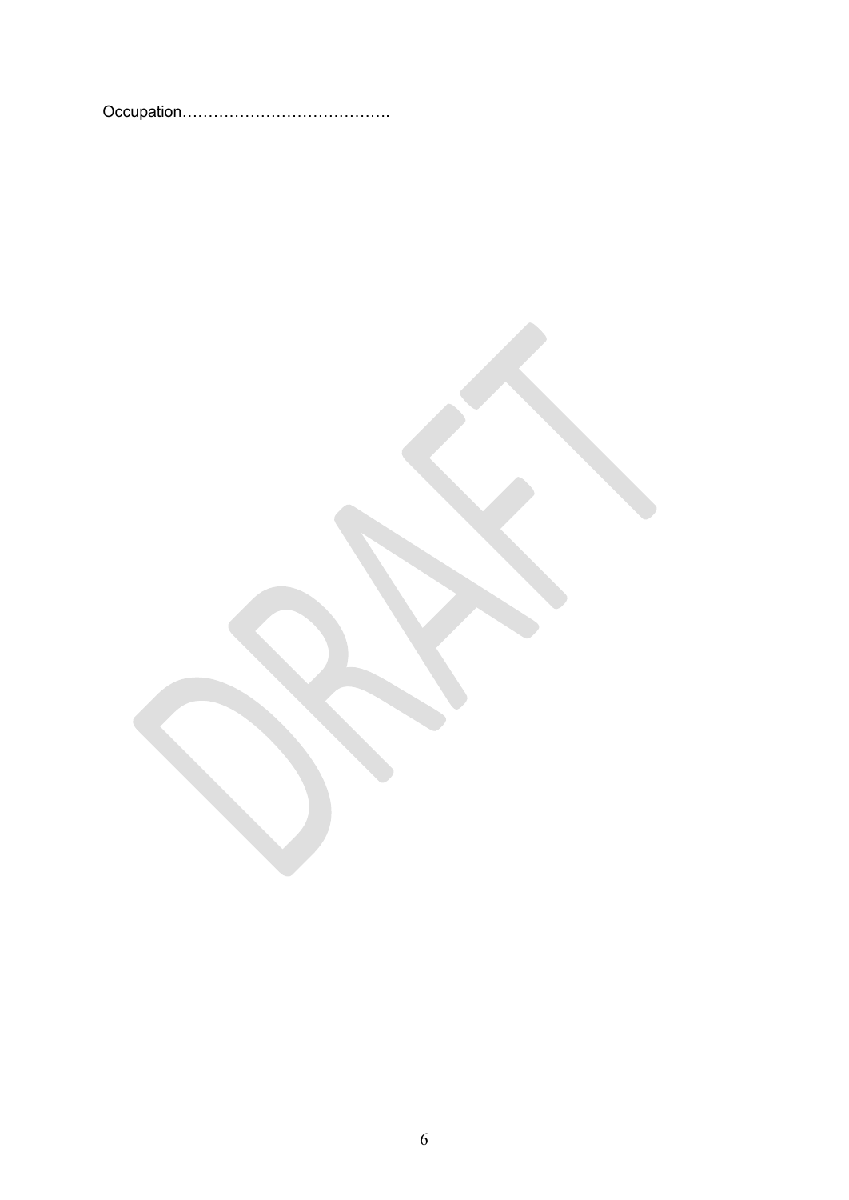Occupation…………………………………..